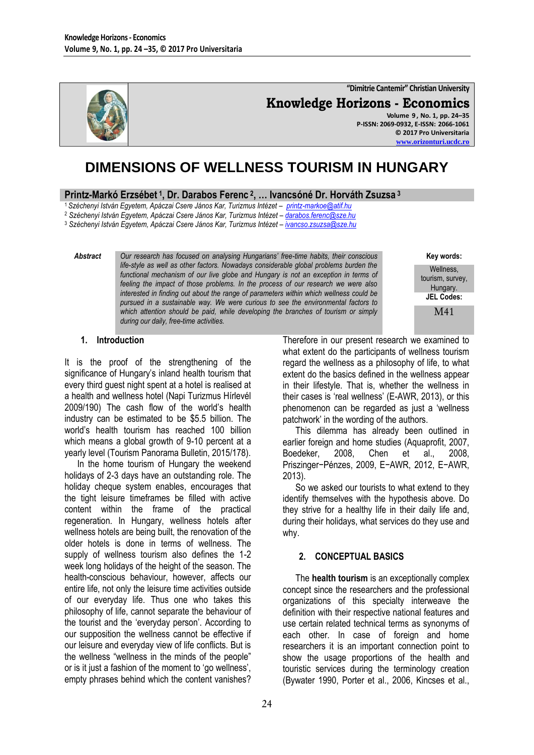# DIMENSIONS OF WELLNESS TOURISM IN HUNGARY

**Printz-Markó Erzsébet [1], Dr. Darabos Ferenc [2], … Ivancsóné Dr. Horváth Zsuzsa [3]**

[1] *Széchenyi István Egyetem, Apáczai Csere János Kar, Turizmus Intézet –* *printz-markoe@atif.hu*
[2] *Széchenyi István Egyetem, Apáczai Csere János Kar, Turizmus Intézet –* *darabos.ferenc@sze.hu*
[3] *Széchenyi István Egyetem, Apáczai Csere János Kar, Turizmus Intézet –* *ivancso.zsuzsa@sze.hu*

***Abstract*** *Our research has focused on analysing Hungarians' free-time habits, their conscious life-style as well as other factors. Nowadays considerable global problems burden the functional mechanism of our live globe and Hungary is not an exception in terms of feeling the impact of those problems. In the process of our research we were also interested in finding out about the range of parameters within which wellness could be pursued in a sustainable way. We were curious to see the environmental factors to which attention should be paid, while developing the branches of tourism or simply during our daily, free-time activities.*

**Key words:** Wellness, tourism, survey, Hungary.

**JEL Codes:** M41

## 1. Introduction

It is the proof of the strengthening of the significance of Hungary's inland health tourism that every third guest night spent at a hotel is realised at a health and wellness hotel (Napi Turizmus Hírlevél 2009/190) The cash flow of the world's health industry can be estimated to be $5.5 billion. The world's health tourism has reached 100 billion which means a global growth of 9-10 percent at a yearly level (Tourism Panorama Bulletin, 2015/178).

In the home tourism of Hungary the weekend holidays of 2-3 days have an outstanding role. The holiday cheque system enables, encourages that the tight leisure timeframes be filled with active content within the frame of the practical regeneration. In Hungary, wellness hotels after wellness hotels are being built, the renovation of the older hotels is done in terms of wellness. The supply of wellness tourism also defines the 1-2 week long holidays of the height of the season. The health-conscious behaviour, however, affects our entire life, not only the leisure time activities outside of our everyday life. Thus one who takes this philosophy of life, cannot separate the behaviour of the tourist and the 'everyday person'. According to our supposition the wellness cannot be effective if our leisure and everyday view of life conflicts. But is the wellness "wellness in the minds of the people" or is it just a fashion of the moment to 'go wellness', empty phrases behind which the content vanishes? Therefore in our present research we examined to what extent do the participants of wellness tourism regard the wellness as a philosophy of life, to what extent do the basics defined in the wellness appear in their lifestyle. That is, whether the wellness in their cases is 'real wellness' (E-AWR, 2013), or this phenomenon can be regarded as just a 'wellness patchwork' in the wording of the authors.

This dilemma has already been outlined in earlier foreign and home studies (Aquaprofit, 2007, Boedeker, 2008, Chen et al., 2008, Priszinger−Pénzes, 2009, E−AWR, 2012, E−AWR, 2013).

So we asked our tourists to what extend to they identify themselves with the hypothesis above. Do they strive for a healthy life in their daily life and, during their holidays, what services do they use and why.

## 2. CONCEPTUAL BASICS

The **health tourism** is an exceptionally complex concept since the researchers and the professional organizations of this specialty interweave the definition with their respective national features and use certain related technical terms as synonyms of each other. In case of foreign and home researchers it is an important connection point to show the usage proportions of the health and touristic services during the terminology creation (Bywater 1990, Porter et al., 2006, Kincses et al.,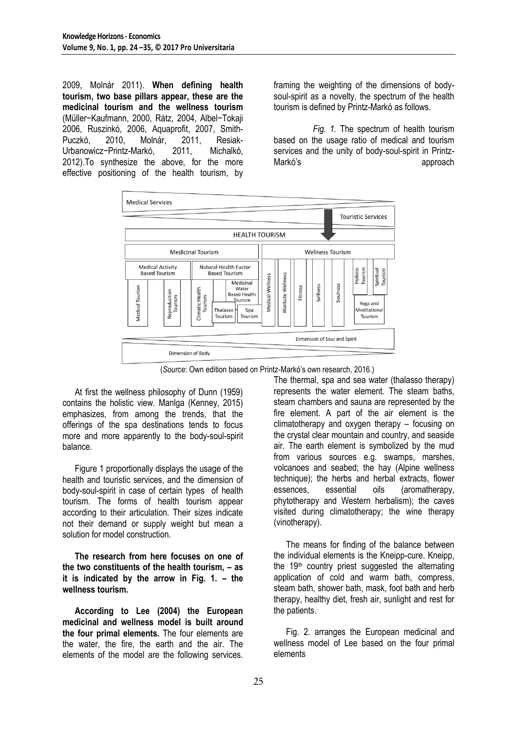2009, Molnár 2011). **When defining health tourism, two base pillars appear, these are the medicinal tourism and the wellness tourism** (Müller−Kaufmann, 2000, Rátz, 2004, Albel−Tokaji 2006, Ruszinkó, 2006, Aquaprofit, 2007, Smith-Puczkó, 2010, Molnár, 2011, Resiak-Urbanowicz−Printz-Markó, 2011, Michalkó, 2012).To synthesize the above, for the more effective positioning of the health tourism, by framing the weighting of the dimensions of body-soul-spirit as a novelty, the spectrum of the health tourism is defined by Printz-Markó as follows.

*Fig. 1.* The spectrum of health tourism based on the usage ratio of medical and tourism services and the unity of body-soul-spirit in Printz-Markó's approach

Medical Services

Touristic Services

HEALTH TOURISM

Medicinal Tourism | Wellness Tourism

Medical Activity Based Tourism: Medical Tourism, Reproduction Tourism

Natural Health Factor Based Tourism: Climatic Health Tourism, Medicinal Water Based Health Tourism (Thalasso Tourism, Spa Tourism)

Medical Wellness, Worksite Wellness, Fitness, Selfness, Soulness, Holistic Tourism, Spiritual Tourism, Yoga and Meditational Tourism

Dimension of Soul and Spirit

Dimension of Body

(*Source*: Own edition based on Printz-Markó's own research, 2016.)

At first the wellness philosophy of Dunn (1959) contains the holistic view. Manlga (Kenney, 2015) emphasizes, from among the trends, that the offerings of the spa destinations tends to focus more and more apparently to the body-soul-spirit balance.

Figure 1 proportionally displays the usage of the health and touristic services, and the dimension of body-soul-spirit in case of certain types of health tourism. The forms of health tourism appear according to their articulation. Their sizes indicate not their demand or supply weight but mean a solution for model construction.

**The research from here focuses on one of the two constituents of the health tourism, – as it is indicated by the arrow in Fig. 1. – the wellness tourism.**

**According to Lee (2004) the European medicinal and wellness model is built around the four primal elements.** The four elements are the water, the fire, the earth and the air. The elements of the model are the following services. The thermal, spa and sea water (thalasso therapy) represents the water element. The steam baths, steam chambers and sauna are represented by the fire element. A part of the air element is the climatotherapy and oxygen therapy – focusing on the crystal clear mountain and country, and seaside air. The earth element is symbolized by the mud from various sources e.g. swamps, marshes, volcanoes and seabed; the hay (Alpine wellness technique); the herbs and herbal extracts, flower essences, essential oils (aromatherapy, phytotherapy and Western herbalism); the caves visited during climatotherapy; the wine therapy (vinotherapy).

The means for finding of the balance between the individual elements is the Kneipp-cure. Kneipp, the 19th country priest suggested the alternating application of cold and warm bath, compress, steam bath, shower bath, mask, foot bath and herb therapy, healthy diet, fresh air, sunlight and rest for the patients.

Fig. 2. arranges the European medicinal and wellness model of Lee based on the four primal elements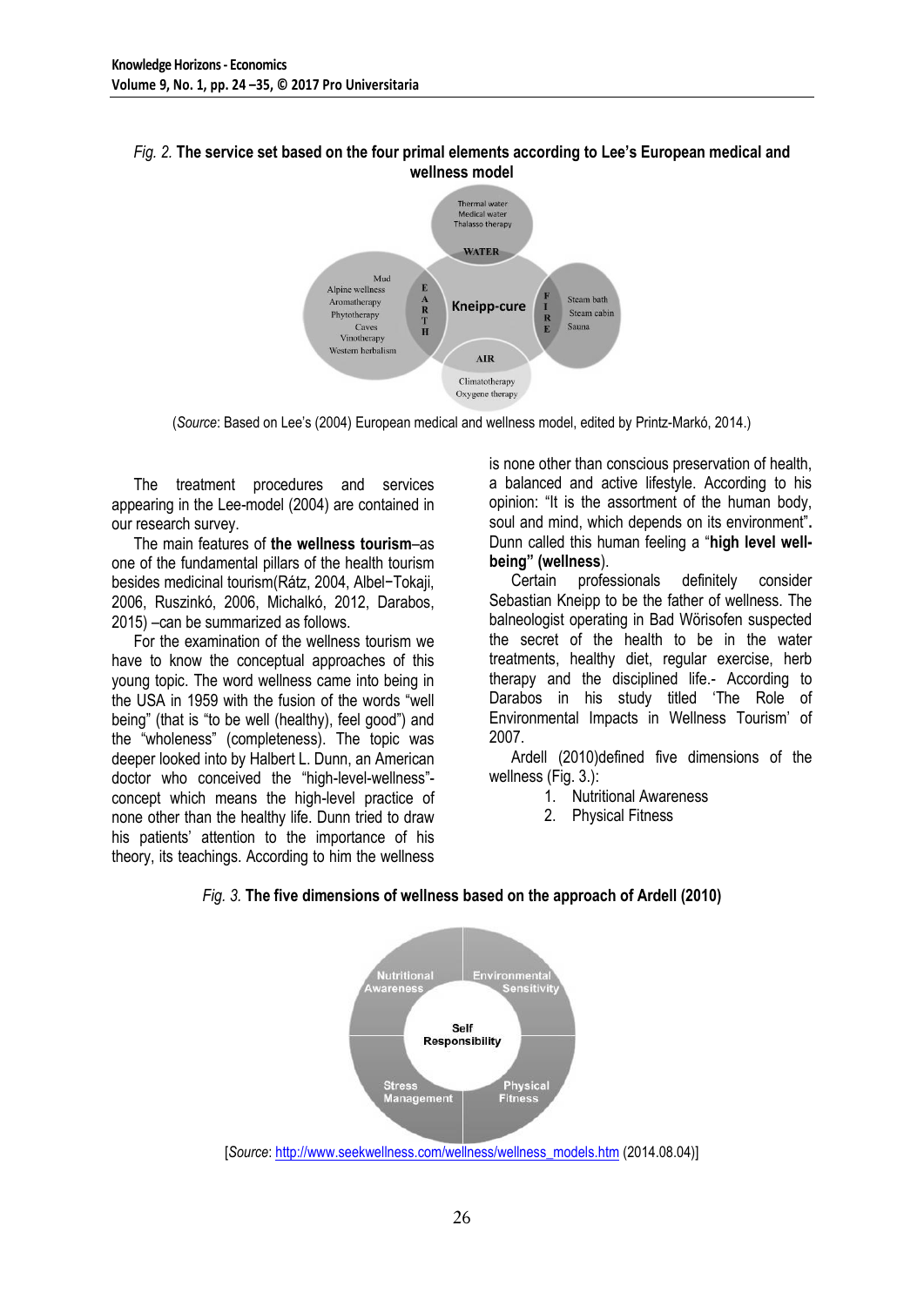*Fig. 2.* **The service set based on the four primal elements according to Lee's European medical and wellness model**

Thermal water
Medical water
Thalasso therapy

WATER

Mud
Alpine wellness
Aromatherapy
Phytotherapy
Caves
Vinotherapy
Western herbalism

EARTH

Kneipp-cure

FIRE

Steam bath
Steam cabin
Sauna

AIR

Climatotherapy
Oxygene therapy

(*Source*: Based on Lee's (2004) European medical and wellness model, edited by Printz-Markó, 2014.)

The treatment procedures and services appearing in the Lee-model (2004) are contained in our research survey.

The main features of **the wellness tourism**–as one of the fundamental pillars of the health tourism besides medicinal tourism(Rátz, 2004, Albel−Tokaji, 2006, Ruszinkó, 2006, Michalkó, 2012, Darabos, 2015) –can be summarized as follows.

For the examination of the wellness tourism we have to know the conceptual approaches of this young topic. The word wellness came into being in the USA in 1959 with the fusion of the words "well being" (that is "to be well (healthy), feel good") and the "wholeness" (completeness). The topic was deeper looked into by Halbert L. Dunn, an American doctor who conceived the "high-level-wellness"-concept which means the high-level practice of none other than the healthy life. Dunn tried to draw his patients' attention to the importance of his theory, its teachings. According to him the wellness is none other than conscious preservation of health, a balanced and active lifestyle. According to his opinion: "It is the assortment of the human body, soul and mind, which depends on its environment"**.** Dunn called this human feeling a "**high level well-being" (wellness**).

Certain professionals definitely consider Sebastian Kneipp to be the father of wellness. The balneologist operating in Bad Wörisofen suspected the secret of the health to be in the water treatments, healthy diet, regular exercise, herb therapy and the disciplined life.- According to Darabos in his study titled 'The Role of Environmental Impacts in Wellness Tourism' of 2007.

Ardell (2010)defined five dimensions of the wellness (Fig. 3.):

1. Nutritional Awareness
2. Physical Fitness

*Fig. 3.* **The five dimensions of wellness based on the approach of Ardell (2010)**

Nutritional Awareness

Environmental Sensitivity

Self Responsibility

Stress Management

Physical Fitness

[*Source*: http://www.seekwellness.com/wellness/wellness_models.htm (2014.08.04)]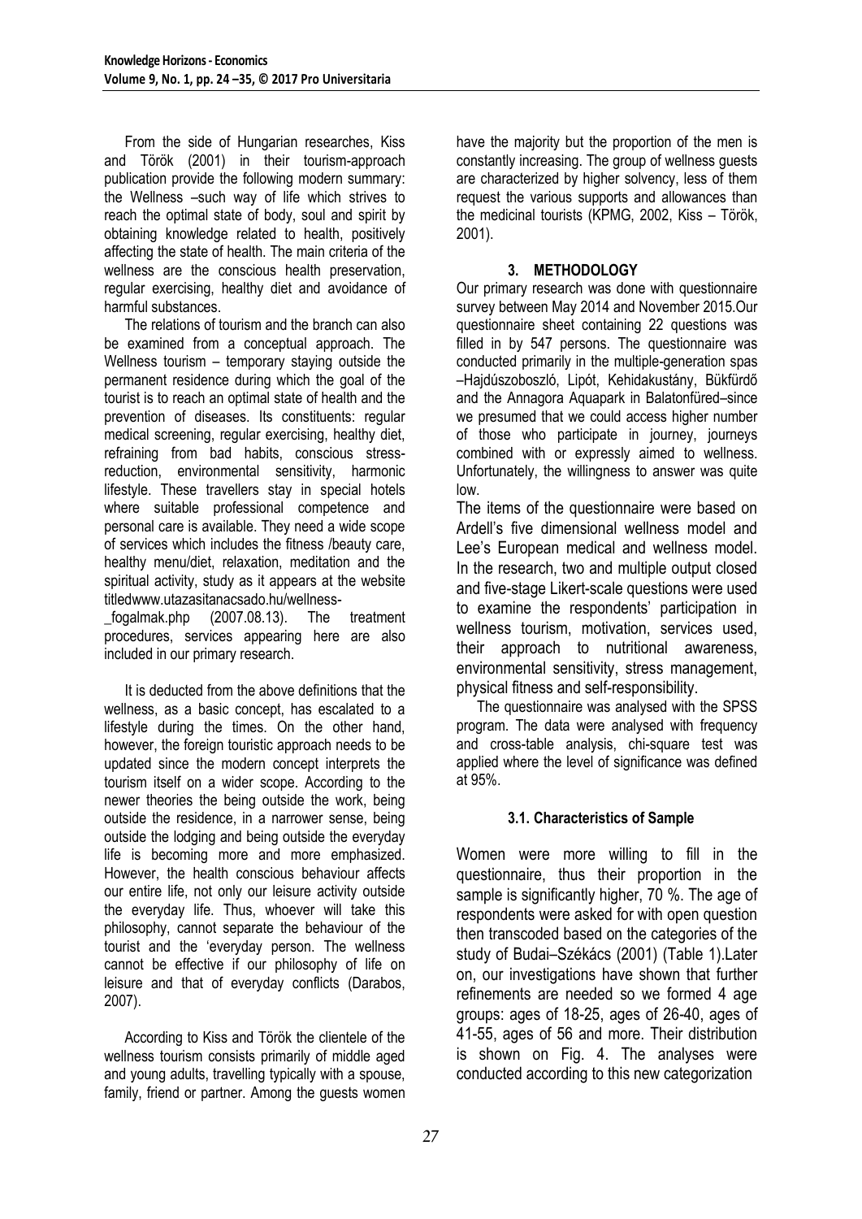From the side of Hungarian researches, Kiss and Török (2001) in their tourism-approach publication provide the following modern summary: the Wellness –such way of life which strives to reach the optimal state of body, soul and spirit by obtaining knowledge related to health, positively affecting the state of health. The main criteria of the wellness are the conscious health preservation, regular exercising, healthy diet and avoidance of harmful substances.

The relations of tourism and the branch can also be examined from a conceptual approach. The Wellness tourism – temporary staying outside the permanent residence during which the goal of the tourist is to reach an optimal state of health and the prevention of diseases. Its constituents: regular medical screening, regular exercising, healthy diet, refraining from bad habits, conscious stress-reduction, environmental sensitivity, harmonic lifestyle. These travellers stay in special hotels where suitable professional competence and personal care is available. They need a wide scope of services which includes the fitness /beauty care, healthy menu/diet, relaxation, meditation and the spiritual activity, study as it appears at the website titledwww.utazasitanacsado.hu/wellness-_fogalmak.php (2007.08.13). The treatment procedures, services appearing here are also included in our primary research.

It is deducted from the above definitions that the wellness, as a basic concept, has escalated to a lifestyle during the times. On the other hand, however, the foreign touristic approach needs to be updated since the modern concept interprets the tourism itself on a wider scope. According to the newer theories the being outside the work, being outside the residence, in a narrower sense, being outside the lodging and being outside the everyday life is becoming more and more emphasized. However, the health conscious behaviour affects our entire life, not only our leisure activity outside the everyday life. Thus, whoever will take this philosophy, cannot separate the behaviour of the tourist and the 'everyday person. The wellness cannot be effective if our philosophy of life on leisure and that of everyday conflicts (Darabos, 2007).

According to Kiss and Török the clientele of the wellness tourism consists primarily of middle aged and young adults, travelling typically with a spouse, family, friend or partner. Among the guests women have the majority but the proportion of the men is constantly increasing. The group of wellness guests are characterized by higher solvency, less of them request the various supports and allowances than the medicinal tourists (KPMG, 2002, Kiss – Török, 2001).

## 3. METHODOLOGY

Our primary research was done with questionnaire survey between May 2014 and November 2015.Our questionnaire sheet containing 22 questions was filled in by 547 persons. The questionnaire was conducted primarily in the multiple-generation spas –Hajdúszoboszló, Lipót, Kehidakustány, Bükfürdő and the Annagora Aquapark in Balatonfüred–since we presumed that we could access higher number of those who participate in journey, journeys combined with or expressly aimed to wellness. Unfortunately, the willingness to answer was quite low.

The items of the questionnaire were based on Ardell's five dimensional wellness model and Lee's European medical and wellness model. In the research, two and multiple output closed and five-stage Likert-scale questions were used to examine the respondents' participation in wellness tourism, motivation, services used, their approach to nutritional awareness, environmental sensitivity, stress management, physical fitness and self-responsibility.

The questionnaire was analysed with the SPSS program. The data were analysed with frequency and cross-table analysis, chi-square test was applied where the level of significance was defined at 95%.

### 3.1. Characteristics of Sample

Women were more willing to fill in the questionnaire, thus their proportion in the sample is significantly higher, 70 %. The age of respondents were asked for with open question then transcoded based on the categories of the study of Budai–Székács (2001) (Table 1).Later on, our investigations have shown that further refinements are needed so we formed 4 age groups: ages of 18-25, ages of 26-40, ages of 41-55, ages of 56 and more. Their distribution is shown on Fig. 4. The analyses were conducted according to this new categorization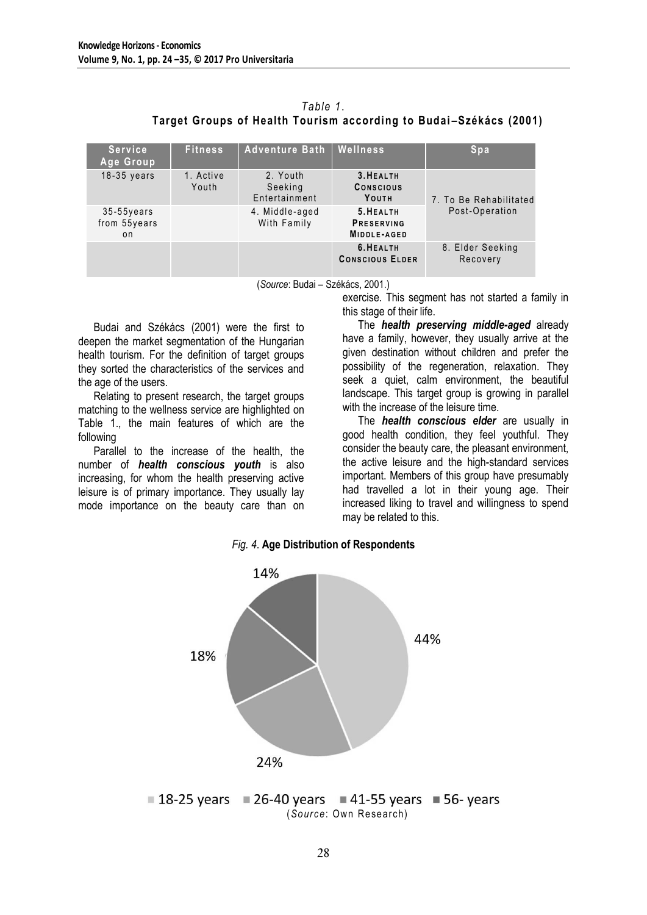*Table 1.*
**Target Groups of Health Tourism according to Budai–Székács (2001)**

| Service / Age Group | Fitness | Adventure Bath | Wellness | Spa |
|---|---|---|---|---|
| 18-35 years | 1. Active Youth | 2. Youth Seeking Entertainment | **3. Health Conscious Youth** | 7. To Be Rehabilitated Post-Operation |
| 35-55years / from 55years on | | 4. Middle-aged With Family | **5. Health Preserving Middle-aged** | |
| | | | **6. Health Conscious Elder** | 8. Elder Seeking Recovery |

(*Source*: Budai – Székács, 2001.)

Budai and Székács (2001) were the first to deepen the market segmentation of the Hungarian health tourism. For the definition of target groups they sorted the characteristics of the services and the age of the users.

Relating to present research, the target groups matching to the wellness service are highlighted on Table 1., the main features of which are the following

Parallel to the increase of the health, the number of ***health conscious youth*** is also increasing, for whom the health preserving active leisure is of primary importance. They usually lay mode importance on the beauty care than on exercise. This segment has not started a family in this stage of their life.

The ***health preserving middle-aged*** already have a family, however, they usually arrive at the given destination without children and prefer the possibility of the regeneration, relaxation. They seek a quiet, calm environment, the beautiful landscape. This target group is growing in parallel with the increase of the leisure time.

The ***health conscious elder*** are usually in good health condition, they feel youthful. They consider the beauty care, the pleasant environment, the active leisure and the high-standard services important. Members of this group have presumably had travelled a lot in their young age. Their increased liking to travel and willingness to spend may be related to this.

*Fig. 4.* **Age Distribution of Respondents**

| Age group | Share |
|---|---|
| 18-25 years | 44% |
| 26-40 years | 24% |
| 41-55 years | 18% |
| 56- years | 14% |

(*Source*: Own Research)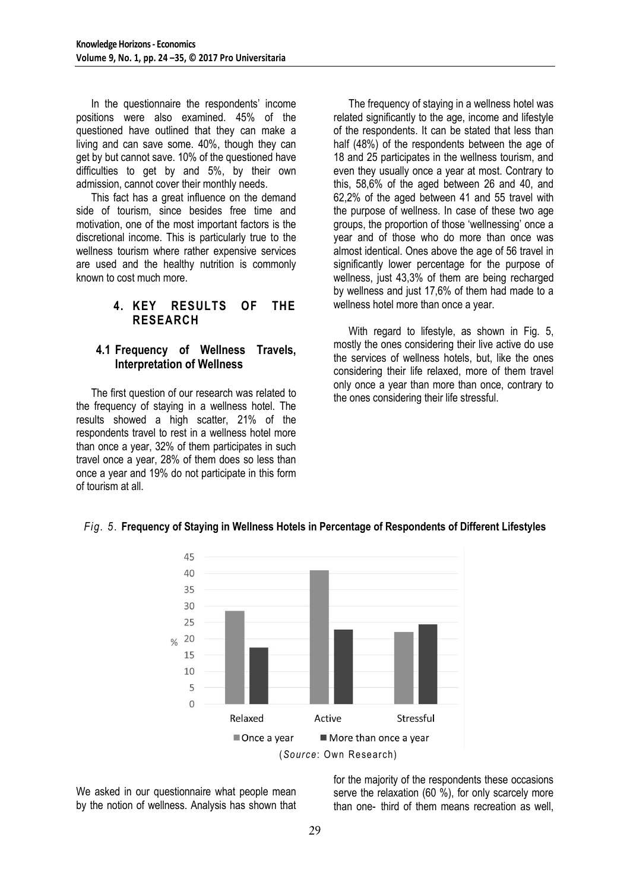In the questionnaire the respondents' income positions were also examined. 45% of the questioned have outlined that they can make a living and can save some. 40%, though they can get by but cannot save. 10% of the questioned have difficulties to get by and 5%, by their own admission, cannot cover their monthly needs.

This fact has a great influence on the demand side of tourism, since besides free time and motivation, one of the most important factors is the discretional income. This is particularly true to the wellness tourism where rather expensive services are used and the healthy nutrition is commonly known to cost much more.

## 4. KEY RESULTS OF THE RESEARCH

### 4.1 Frequency of Wellness Travels, Interpretation of Wellness

The first question of our research was related to the frequency of staying in a wellness hotel. The results showed a high scatter, 21% of the respondents travel to rest in a wellness hotel more than once a year, 32% of them participates in such travel once a year, 28% of them does so less than once a year and 19% do not participate in this form of tourism at all.

The frequency of staying in a wellness hotel was related significantly to the age, income and lifestyle of the respondents. It can be stated that less than half (48%) of the respondents between the age of 18 and 25 participates in the wellness tourism, and even they usually once a year at most. Contrary to this, 58,6% of the aged between 26 and 40, and 62,2% of the aged between 41 and 55 travel with the purpose of wellness. In case of these two age groups, the proportion of those 'wellnessing' once a year and of those who do more than once was almost identical. Ones above the age of 56 travel in significantly lower percentage for the purpose of wellness, just 43,3% of them are being recharged by wellness and just 17,6% of them had made to a wellness hotel more than once a year.

With regard to lifestyle, as shown in Fig. 5, mostly the ones considering their live active do use the services of wellness hotels, but, like the ones considering their life relaxed, more of them travel only once a year than more than once, contrary to the ones considering their life stressful.

*Fig. 5.* **Frequency of Staying in Wellness Hotels in Percentage of Respondents of Different Lifestyles**

(*Source*: Own Research)

We asked in our questionnaire what people mean by the notion of wellness. Analysis has shown that for the majority of the respondents these occasions serve the relaxation (60 %), for only scarcely more than one- third of them means recreation as well,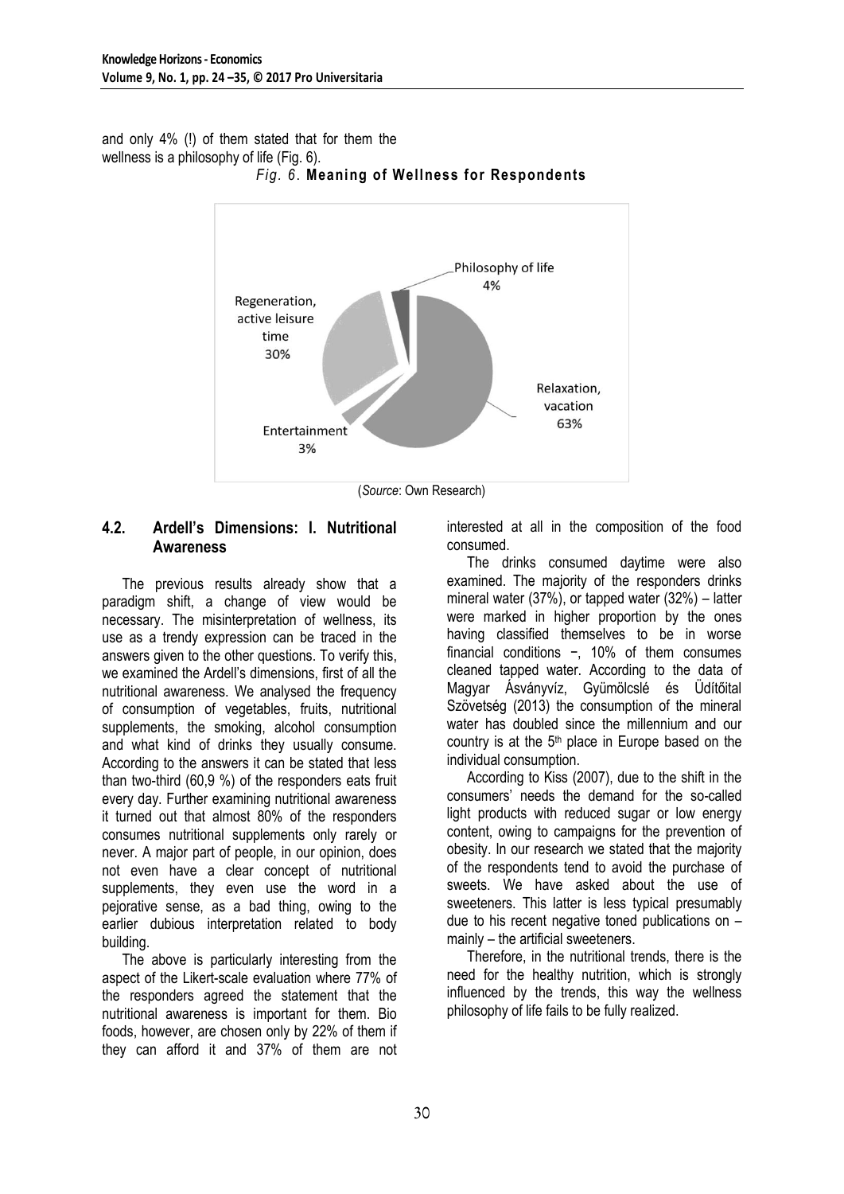and only 4% (!) of them stated that for them the wellness is a philosophy of life (Fig. 6).

*Fig. 6.* **Meaning of Wellness for Respondents**

(*Source*: Own Research)

## 4.2. Ardell's Dimensions: I. Nutritional Awareness

The previous results already show that a paradigm shift, a change of view would be necessary. The misinterpretation of wellness, its use as a trendy expression can be traced in the answers given to the other questions. To verify this, we examined the Ardell's dimensions, first of all the nutritional awareness. We analysed the frequency of consumption of vegetables, fruits, nutritional supplements, the smoking, alcohol consumption and what kind of drinks they usually consume. According to the answers it can be stated that less than two-third (60,9 %) of the responders eats fruit every day. Further examining nutritional awareness it turned out that almost 80% of the responders consumes nutritional supplements only rarely or never. A major part of people, in our opinion, does not even have a clear concept of nutritional supplements, they even use the word in a pejorative sense, as a bad thing, owing to the earlier dubious interpretation related to body building.

The above is particularly interesting from the aspect of the Likert-scale evaluation where 77% of the responders agreed the statement that the nutritional awareness is important for them. Bio foods, however, are chosen only by 22% of them if they can afford it and 37% of them are not interested at all in the composition of the food consumed.

The drinks consumed daytime were also examined. The majority of the responders drinks mineral water (37%), or tapped water (32%) – latter were marked in higher proportion by the ones having classified themselves to be in worse financial conditions −, 10% of them consumes cleaned tapped water. According to the data of Magyar Ásványvíz, Gyümölcslé és Üdítőital Szövetség (2013) the consumption of the mineral water has doubled since the millennium and our country is at the 5th place in Europe based on the individual consumption.

According to Kiss (2007), due to the shift in the consumers' needs the demand for the so-called light products with reduced sugar or low energy content, owing to campaigns for the prevention of obesity. In our research we stated that the majority of the respondents tend to avoid the purchase of sweets. We have asked about the use of sweeteners. This latter is less typical presumably due to his recent negative toned publications on – mainly – the artificial sweeteners.

Therefore, in the nutritional trends, there is the need for the healthy nutrition, which is strongly influenced by the trends, this way the wellness philosophy of life fails to be fully realized.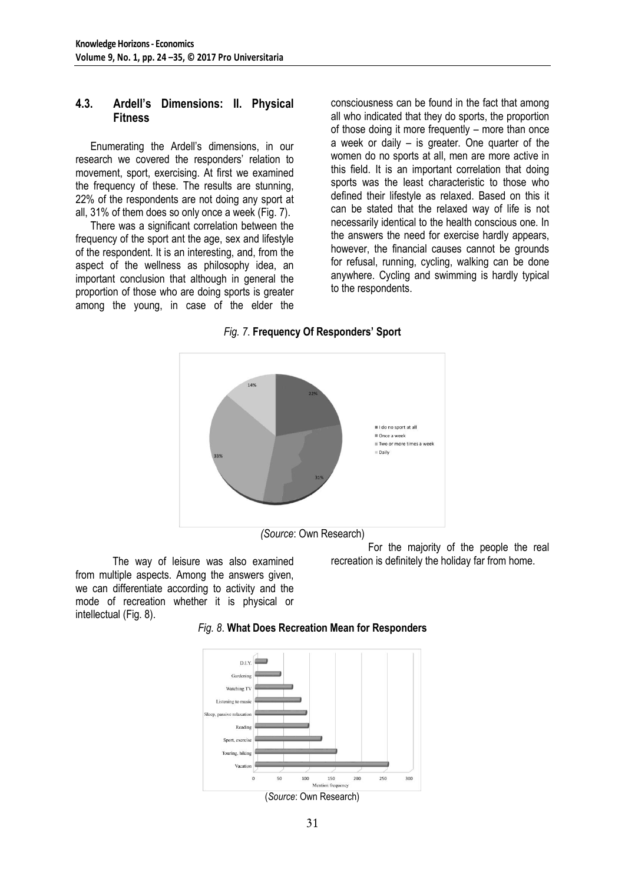### 4.3. Ardell's Dimensions: II. Physical Fitness

Enumerating the Ardell's dimensions, in our research we covered the responders' relation to movement, sport, exercising. At first we examined the frequency of these. The results are stunning, 22% of the respondents are not doing any sport at all, 31% of them does so only once a week (Fig. 7).

There was a significant correlation between the frequency of the sport ant the age, sex and lifestyle of the respondent. It is an interesting, and, from the aspect of the wellness as philosophy idea, an important conclusion that although in general the proportion of those who are doing sports is greater among the young, in case of the elder the consciousness can be found in the fact that among all who indicated that they do sports, the proportion of those doing it more frequently – more than once a week or daily – is greater. One quarter of the women do no sports at all, men are more active in this field. It is an important correlation that doing sports was the least characteristic to those who defined their lifestyle as relaxed. Based on this it can be stated that the relaxed way of life is not necessarily identical to the health conscious one. In the answers the need for exercise hardly appears, however, the financial causes cannot be grounds for refusal, running, cycling, walking can be done anywhere. Cycling and swimming is hardly typical to the respondents.

*Fig. 7*. **Frequency Of Responders' Sport**

| Category | Share |
|---|---|
| I do no sport at all | 22% |
| Once a week | 31% |
| Two or more times a week | 33% |
| Daily | 14% |

(*Source*: Own Research)

The way of leisure was also examined from multiple aspects. Among the answers given, we can differentiate according to activity and the mode of recreation whether it is physical or intellectual (Fig. 8).

For the majority of the people the real recreation is definitely the holiday far from home.

*Fig. 8*. **What Does Recreation Mean for Responders**

(*Source*: Own Research)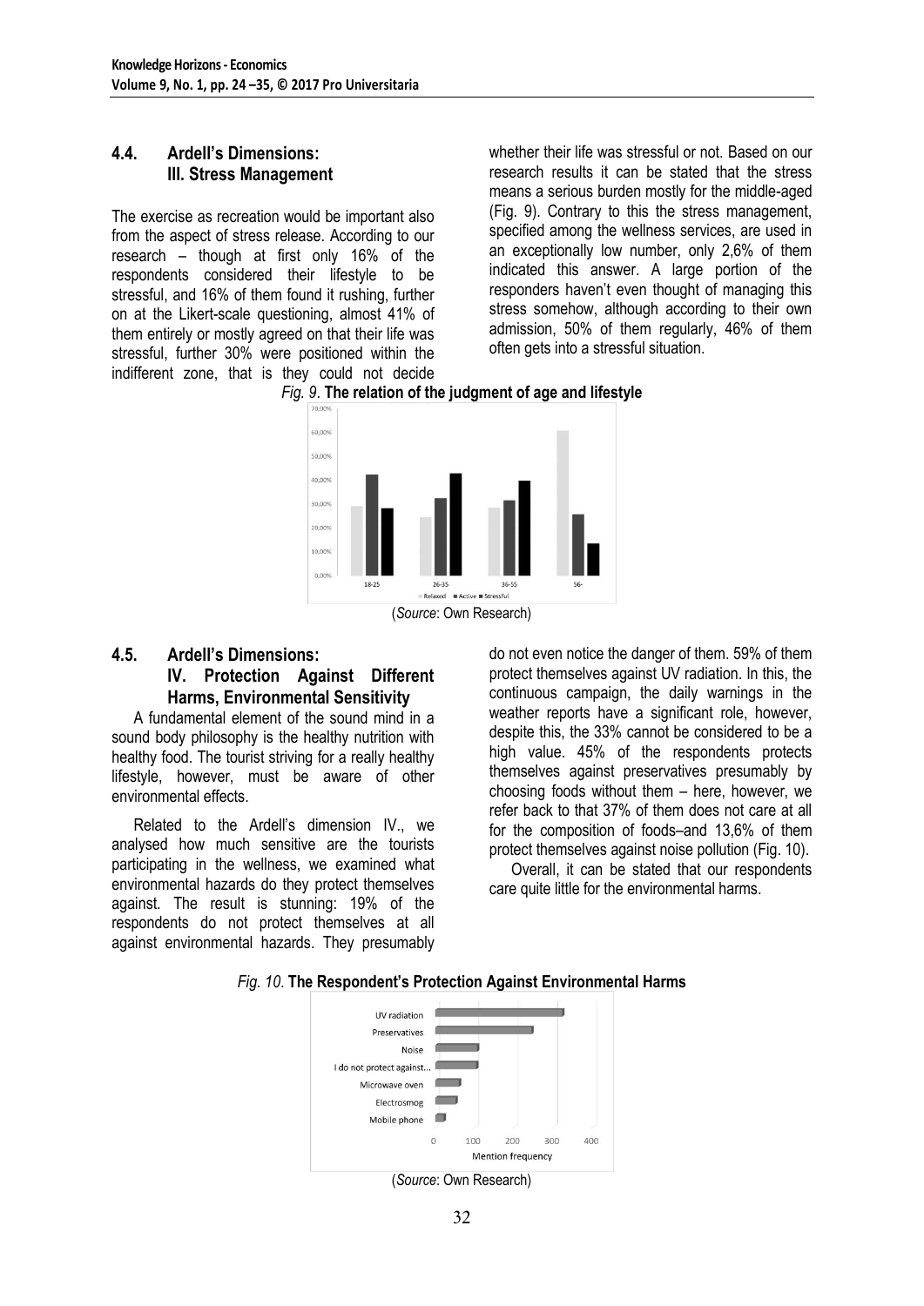### 4.4. Ardell's Dimensions: III. Stress Management

The exercise as recreation would be important also from the aspect of stress release. According to our research – though at first only 16% of the respondents considered their lifestyle to be stressful, and 16% of them found it rushing, further on at the Likert-scale questioning, almost 41% of them entirely or mostly agreed on that their life was stressful, further 30% were positioned within the indifferent zone, that is they could not decide whether their life was stressful or not. Based on our research results it can be stated that the stress means a serious burden mostly for the middle-aged (Fig. 9). Contrary to this the stress management, specified among the wellness services, are used in an exceptionally low number, only 2,6% of them indicated this answer. A large portion of the responders haven't even thought of managing this stress somehow, although according to their own admission, 50% of them regularly, 46% of them often gets into a stressful situation.

*Fig. 9*. **The relation of the judgment of age and lifestyle**

(*Source*: Own Research)

### 4.5. Ardell's Dimensions: IV. Protection Against Different Harms, Environmental Sensitivity

A fundamental element of the sound mind in a sound body philosophy is the healthy nutrition with healthy food. The tourist striving for a really healthy lifestyle, however, must be aware of other environmental effects.

Related to the Ardell's dimension IV., we analysed how much sensitive are the tourists participating in the wellness, we examined what environmental hazards do they protect themselves against. The result is stunning: 19% of the respondents do not protect themselves at all against environmental hazards. They presumably do not even notice the danger of them. 59% of them protect themselves against UV radiation. In this, the continuous campaign, the daily warnings in the weather reports have a significant role, however, despite this, the 33% cannot be considered to be a high value. 45% of the respondents protects themselves against preservatives presumably by choosing foods without them – here, however, we refer back to that 37% of them does not care at all for the composition of foods–and 13,6% of them protect themselves against noise pollution (Fig. 10).

Overall, it can be stated that our respondents care quite little for the environmental harms.

*Fig. 10*. **The Respondent's Protection Against Environmental Harms**

(*Source*: Own Research)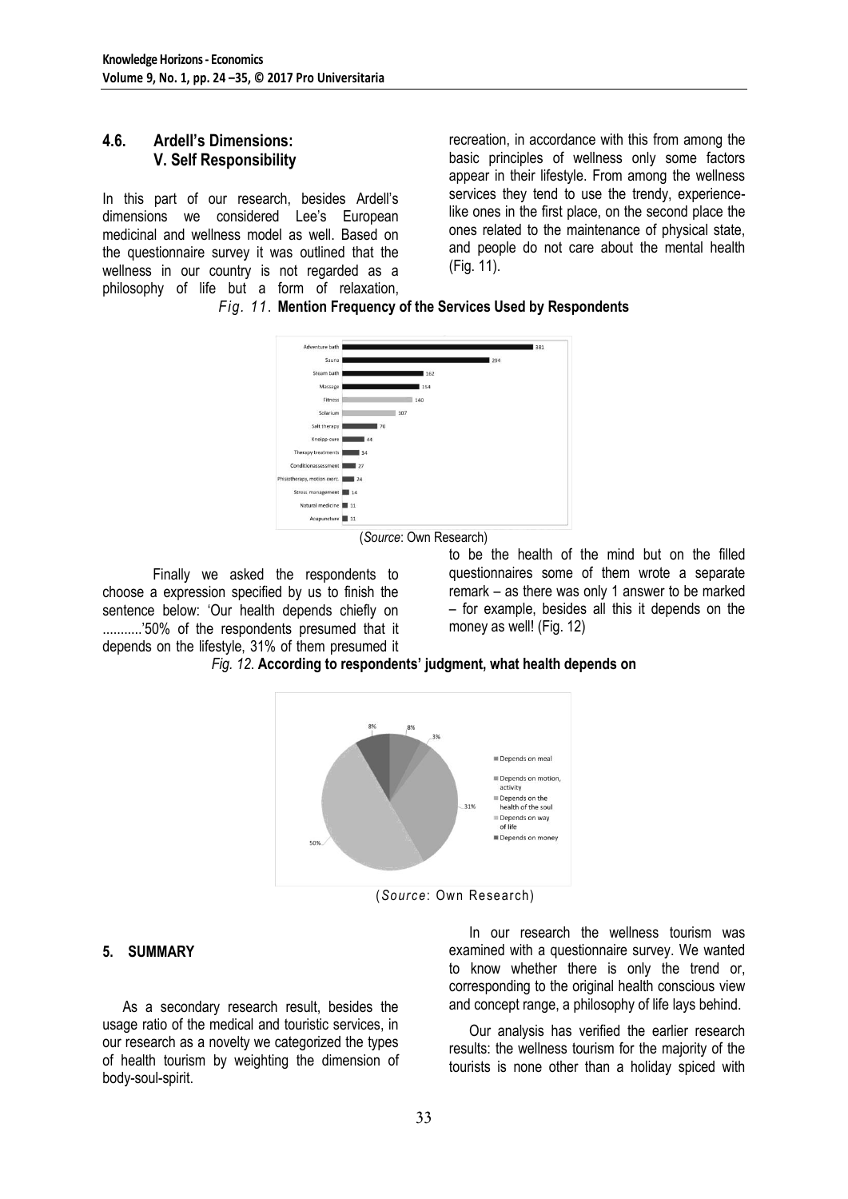### 4.6. Ardell's Dimensions: V. Self Responsibility

In this part of our research, besides Ardell's dimensions we considered Lee's European medicinal and wellness model as well. Based on the questionnaire survey it was outlined that the wellness in our country is not regarded as a philosophy of life but a form of relaxation, recreation, in accordance with this from among the basic principles of wellness only some factors appear in their lifestyle. From among the wellness services they tend to use the trendy, experience-like ones in the first place, on the second place the ones related to the maintenance of physical state, and people do not care about the mental health (Fig. 11).

*Fig. 11.* **Mention Frequency of the Services Used by Respondents**

(*Source*: Own Research)

Finally we asked the respondents to choose a expression specified by us to finish the sentence below: 'Our health depends chiefly on ...........'50% of the respondents presumed that it depends on the lifestyle, 31% of them presumed it to be the health of the mind but on the filled questionnaires some of them wrote a separate remark – as there was only 1 answer to be marked – for example, besides all this it depends on the money as well! (Fig. 12)

*Fig. 12.* **According to respondents' judgment, what health depends on**

(*Source*: Own Research)

## 5. SUMMARY

As a secondary research result, besides the usage ratio of the medical and touristic services, in our research as a novelty we categorized the types of health tourism by weighting the dimension of body-soul-spirit.

In our research the wellness tourism was examined with a questionnaire survey. We wanted to know whether there is only the trend or, corresponding to the original health conscious view and concept range, a philosophy of life lays behind.

Our analysis has verified the earlier research results: the wellness tourism for the majority of the tourists is none other than a holiday spiced with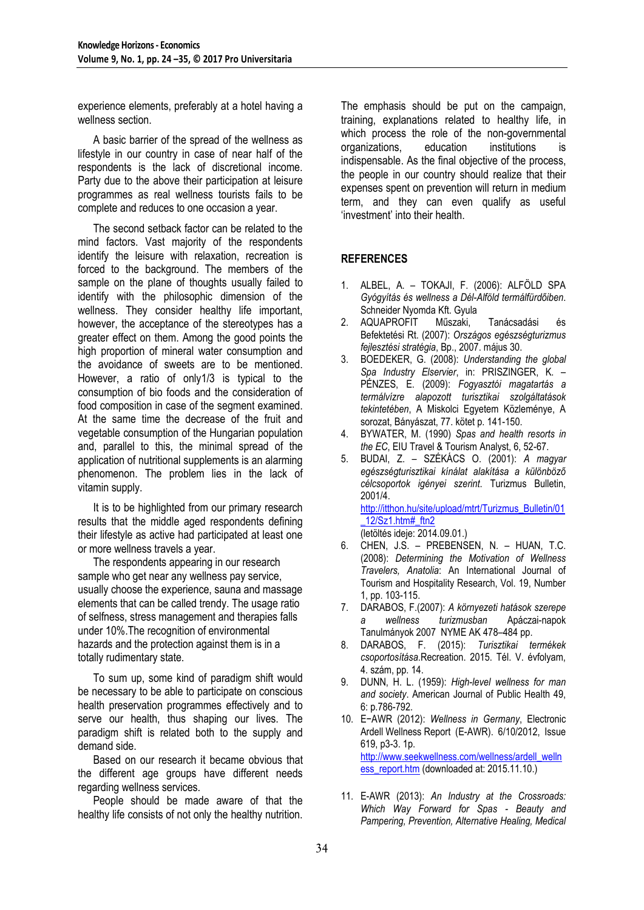experience elements, preferably at a hotel having a wellness section.

A basic barrier of the spread of the wellness as lifestyle in our country in case of near half of the respondents is the lack of discretional income. Party due to the above their participation at leisure programmes as real wellness tourists fails to be complete and reduces to one occasion a year.

The second setback factor can be related to the mind factors. Vast majority of the respondents identify the leisure with relaxation, recreation is forced to the background. The members of the sample on the plane of thoughts usually failed to identify with the philosophic dimension of the wellness. They consider healthy life important, however, the acceptance of the stereotypes has a greater effect on them. Among the good points the high proportion of mineral water consumption and the avoidance of sweets are to be mentioned. However, a ratio of only1/3 is typical to the consumption of bio foods and the consideration of food composition in case of the segment examined. At the same time the decrease of the fruit and vegetable consumption of the Hungarian population and, parallel to this, the minimal spread of the application of nutritional supplements is an alarming phenomenon. The problem lies in the lack of vitamin supply.

It is to be highlighted from our primary research results that the middle aged respondents defining their lifestyle as active had participated at least one or more wellness travels a year.

The respondents appearing in our research sample who get near any wellness pay service, usually choose the experience, sauna and massage elements that can be called trendy. The usage ratio of selfness, stress management and therapies falls under 10%.The recognition of environmental hazards and the protection against them is in a totally rudimentary state.

To sum up, some kind of paradigm shift would be necessary to be able to participate on conscious health preservation programmes effectively and to serve our health, thus shaping our lives. The paradigm shift is related both to the supply and demand side.

Based on our research it became obvious that the different age groups have different needs regarding wellness services.

People should be made aware of that the healthy life consists of not only the healthy nutrition. The emphasis should be put on the campaign, training, explanations related to healthy life, in which process the role of the non-governmental organizations, education institutions is indispensable. As the final objective of the process, the people in our country should realize that their expenses spent on prevention will return in medium term, and they can even qualify as useful 'investment' into their health.

## REFERENCES

1. ALBEL, A. – TOKAJI, F. (2006): ALFÖLD SPA *Gyógyítás és wellness a Dél-Alföld termálfürdőiben*. Schneider Nyomda Kft. Gyula
2. AQUAPROFIT Műszaki, Tanácsadási és Befektetési Rt. (2007): *Országos egészségturizmus fejlesztési stratégia*, Bp., 2007. május 30.
3. BOEDEKER, G. (2008): *Understanding the global Spa Industry Elservier*, in: PRISZINGER, K. – PÉNZES, E. (2009): *Fogyasztói magatartás a termálvízre alapozott turisztikai szolgáltatások tekintetében*, A Miskolci Egyetem Közleménye, A sorozat, Bányászat, 77. kötet p. 141-150.
4. BYWATER, M. (1990) *Spas and health resorts in the EC*, EIU Travel & Tourism Analyst, 6, 52-67.
5. BUDAI, Z. – SZÉKÁCS O. (2001): *A magyar egészségturisztikai kínálat alakítása a különböző célcsoportok igényei szerint*. Turizmus Bulletin, 2001/4. http://itthon.hu/site/upload/mtrt/Turizmus_Bulletin/01_12/Sz1.htm#_ftn2 (letöltés ideje: 2014.09.01.)
6. CHEN, J.S. – PREBENSEN, N. – HUAN, T.C. (2008): *Determining the Motivation of Wellness Travelers, Anatolia*: An International Journal of Tourism and Hospitality Research, Vol. 19, Number 1, pp. 103-115.
7. DARABOS, F.(2007): *A környezeti hatások szerepe a wellness turizmusban* Apáczai-napok Tanulmányok 2007 NYME AK 478–484 pp.
8. DARABOS, F. (2015): *Turisztikai termékek csoportosítása*.Recreation. 2015. Tél. V. évfolyam, 4. szám, pp. 14.
9. DUNN, H. L. (1959): *High-level wellness for man and society*. American Journal of Public Health 49, 6: p.786-792.
10. E−AWR (2012): *Wellness in Germany*, Electronic Ardell Wellness Report (E-AWR). 6/10/2012, Issue 619, p3-3. 1p. http://www.seekwellness.com/wellness/ardell_wellness_report.htm (downloaded at: 2015.11.10.)
11. E-AWR (2013): *An Industry at the Crossroads: Which Way Forward for Spas - Beauty and Pampering, Prevention, Alternative Healing, Medical*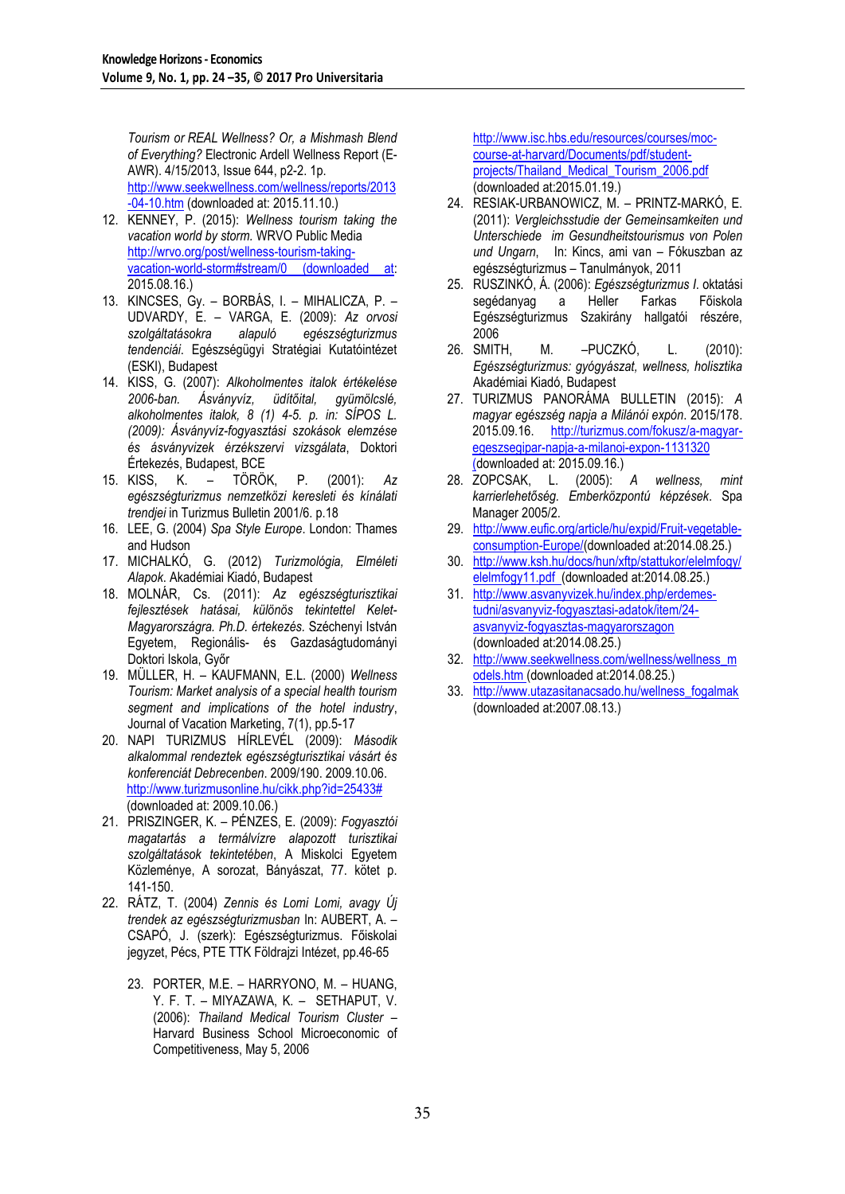*Tourism or REAL Wellness? Or, a Mishmash Blend of Everything?* Electronic Ardell Wellness Report (E-AWR). 4/15/2013, Issue 644, p2-2. 1p. http://www.seekwellness.com/wellness/reports/2013-04-10.htm (downloaded at: 2015.11.10.)

12. KENNEY, P. (2015): *Wellness tourism taking the vacation world by storm.* WRVO Public Media http://wrvo.org/post/wellness-tourism-taking-vacation-world-storm#stream/0 (downloaded at: 2015.08.16.)
13. KINCSES, Gy. – BORBÁS, I. – MIHALICZA, P. – UDVARDY, E. – VARGA, E. (2009): *Az orvosi szolgáltatásokra alapuló egészségturizmus tendenciái.* Egészségügyi Stratégiai Kutatóintézet (ESKI), Budapest
14. KISS, G. (2007): *Alkoholmentes italok értékelése 2006-ban. Ásványvíz, üdítőital, gyümölcslé, alkoholmentes italok, 8 (1) 4-5. p. in: SÍPOS L. (2009): Ásványvíz-fogyasztási szokások elemzése és ásványvizek érzékszervi vizsgálata*, Doktori Értekezés, Budapest, BCE
15. KISS, K. – TÖRÖK, P. (2001): *Az egészségturizmus nemzetközi keresleti és kínálati trendjei* in Turizmus Bulletin 2001/6. p.18
16. LEE, G. (2004) *Spa Style Europe*. London: Thames and Hudson
17. MICHALKÓ, G. (2012) *Turizmológia, Elméleti Alapok*. Akadémiai Kiadó, Budapest
18. MOLNÁR, Cs. (2011): *Az egészségturisztikai fejlesztések hatásai, különös tekintettel Kelet-Magyarországra. Ph.D. értekezés.* Széchenyi István Egyetem, Regionális- és Gazdaságtudományi Doktori Iskola, Győr
19. MÜLLER, H. – KAUFMANN, E.L. (2000) *Wellness Tourism: Market analysis of a special health tourism segment and implications of the hotel industry*, Journal of Vacation Marketing, 7(1), pp.5-17
20. NAPI TURIZMUS HÍRLEVÉL (2009): *Második alkalommal rendeztek egészségturisztikai vásárt és konferenciát Debrecenben*. 2009/190. 2009.10.06. http://www.turizmusonline.hu/cikk.php?id=25433# (downloaded at: 2009.10.06.)
21. PRISZINGER, K. – PÉNZES, E. (2009): *Fogyasztói magatartás a termálvízre alapozott turisztikai szolgáltatások tekintetében*, A Miskolci Egyetem Közleménye, A sorozat, Bányászat, 77. kötet p. 141-150.
22. RÁTZ, T. (2004) *Zennis és Lomi Lomi, avagy Új trendek az egészségturizmusban* In: AUBERT, A. – CSAPÓ, J. (szerk): Egészségturizmus. Főiskolai jegyzet, Pécs, PTE TTK Földrajzi Intézet, pp.46-65
23. PORTER, M.E. – HARRYONO, M. – HUANG, Y. F. T. – MIYAZAWA, K. – SETHAPUT, V. (2006): *Thailand Medical Tourism Cluster* – Harvard Business School Microeconomic of Competitiveness, May 5, 2006 http://www.isc.hbs.edu/resources/courses/moc-course-at-harvard/Documents/pdf/student-projects/Thailand_Medical_Tourism_2006.pdf (downloaded at:2015.01.19.)
24. RESIAK-URBANOWICZ, M. – PRINTZ-MARKÓ, E. (2011): *Vergleichsstudie der Gemeinsamkeiten und Unterschiede im Gesundheitstourismus von Polen und Ungarn*, In: Kincs, ami van – Fókuszban az egészségturizmus – Tanulmányok, 2011
25. RUSZINKÓ, Á. (2006): *Egészségturizmus I.* oktatási segédanyag a Heller Farkas Főiskola Egészségturizmus Szakirány hallgatói részére, 2006
26. SMITH, M. –PUCZKÓ, L. (2010): *Egészségturizmus: gyógyászat, wellness, holisztika* Akadémiai Kiadó, Budapest
27. TURIZMUS PANORÁMA BULLETIN (2015): *A magyar egészség napja a Milánói expón*. 2015/178. 2015.09.16. http://turizmus.com/fokusz/a-magyar-egeszsegipar-napja-a-milanoi-expon-1131320 (downloaded at: 2015.09.16.)
28. ZOPCSAK, L. (2005): *A wellness, mint karrierlehetőség. Emberközpontú képzések.* Spa Manager 2005/2.
29. http://www.eufic.org/article/hu/expid/Fruit-vegetable-consumption-Europe/(downloaded at:2014.08.25.)
30. http://www.ksh.hu/docs/hun/xftp/stattukor/elelmfogy/elelmfogy11.pdf (downloaded at:2014.08.25.)
31. http://www.asvanyvizek.hu/index.php/erdemes-tudni/asvanyviz-fogyasztasi-adatok/item/24-asvanyviz-fogyasztas-magyarorszagon (downloaded at:2014.08.25.)
32. http://www.seekwellness.com/wellness/wellness_models.htm (downloaded at:2014.08.25.)
33. http://www.utazasitanacsado.hu/wellness_fogalmak (downloaded at:2007.08.13.)